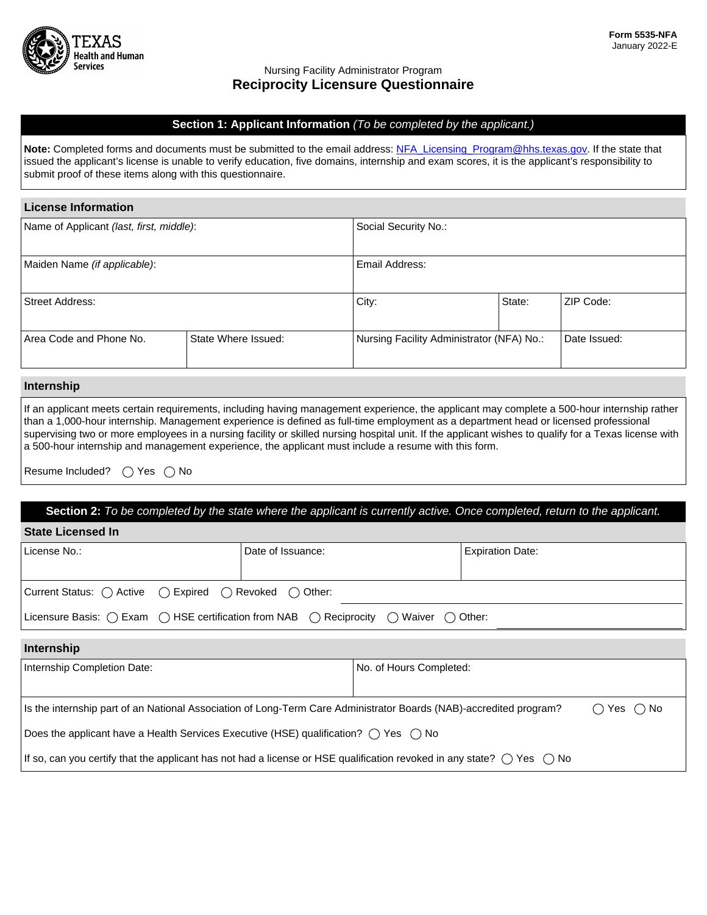Form 5535-NFA
January 2022-E

Nursing Facility Administrator Program

# Reciprocity Licensure Questionnaire

## Section 1: Applicant Information *(To be completed by the applicant.)*

**Note:** Completed forms and documents must be submitted to the email address: NFA_Licensing_Program@hhs.texas.gov. If the state that issued the applicant's license is unable to verify education, five domains, internship and exam scores, it is the applicant's responsibility to submit proof of these items along with this questionnaire.

### License Information

| Name of Applicant *(last, first, middle)*: | | Social Security No.: | |
|---|---|---|---|
| Maiden Name *(if applicable)*: | | Email Address: | |
| Street Address: | City: | State: | ZIP Code: |
| Area Code and Phone No. | State Where Issued: | Nursing Facility Administrator (NFA) No.: | Date Issued: |

### Internship

If an applicant meets certain requirements, including having management experience, the applicant may complete a 500-hour internship rather than a 1,000-hour internship. Management experience is defined as full-time employment as a department head or licensed professional supervising two or more employees in a nursing facility or skilled nursing hospital unit. If the applicant wishes to qualify for a Texas license with a 500-hour internship and management experience, the applicant must include a resume with this form.

Resume Included? ◯ Yes ◯ No

## Section 2: *To be completed by the state where the applicant is currently active. Once completed, return to the applicant.*

### State Licensed In

| License No.: | Date of Issuance: | Expiration Date: |
|---|---|---|

Current Status: ◯ Active ◯ Expired ◯ Revoked ◯ Other: ____________

Licensure Basis: ◯ Exam ◯ HSE certification from NAB ◯ Reciprocity ◯ Waiver ◯ Other: ____________

### Internship

| Internship Completion Date: | No. of Hours Completed: |
|---|---|

Is the internship part of an National Association of Long-Term Care Administrator Boards (NAB)-accredited program? ◯ Yes ◯ No

Does the applicant have a Health Services Executive (HSE) qualification? ◯ Yes ◯ No

If so, can you certify that the applicant has not had a license or HSE qualification revoked in any state? ◯ Yes ◯ No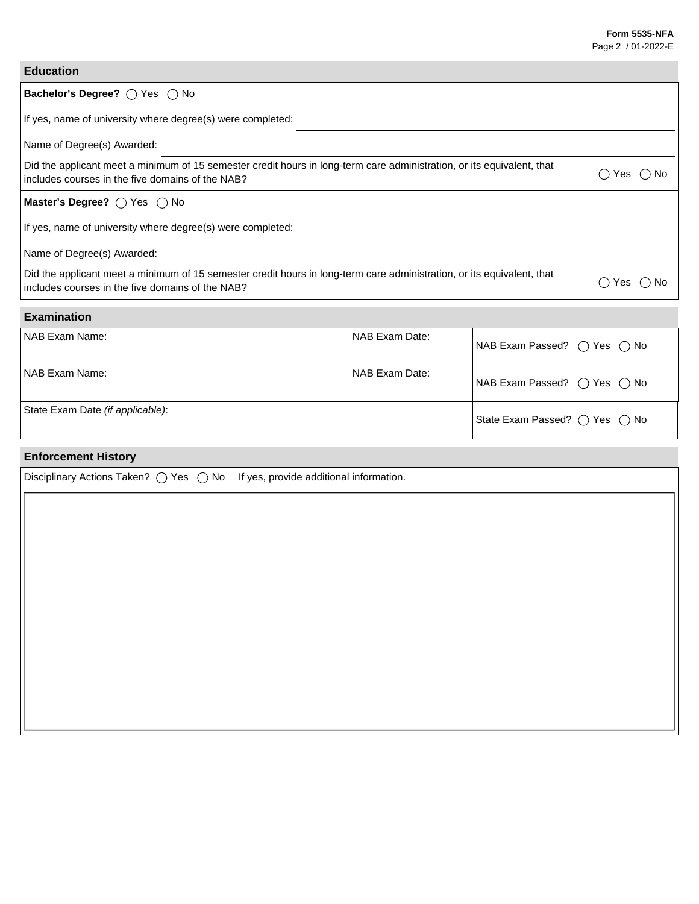## Education

**Bachelor's Degree?** ◯ Yes ◯ No

If yes, name of university where degree(s) were completed: \_\_\_\_\_\_\_\_\_\_\_\_\_\_\_\_\_\_\_\_

Name of Degree(s) Awarded: \_\_\_\_\_\_\_\_\_\_\_\_\_\_\_\_\_\_\_\_

Did the applicant meet a minimum of 15 semester credit hours in long-term care administration, or its equivalent, that includes courses in the five domains of the NAB? ◯ Yes ◯ No

**Master's Degree?** ◯ Yes ◯ No

If yes, name of university where degree(s) were completed: \_\_\_\_\_\_\_\_\_\_\_\_\_\_\_\_\_\_\_\_

Name of Degree(s) Awarded: \_\_\_\_\_\_\_\_\_\_\_\_\_\_\_\_\_\_\_\_

Did the applicant meet a minimum of 15 semester credit hours in long-term care administration, or its equivalent, that includes courses in the five domains of the NAB? ◯ Yes ◯ No

## Examination

| NAB Exam Name: | NAB Exam Date: | NAB Exam Passed? ◯ Yes ◯ No |
|---|---|---|
| NAB Exam Name: | NAB Exam Date: | NAB Exam Passed? ◯ Yes ◯ No |
| State Exam Date *(if applicable)*: | | State Exam Passed? ◯ Yes ◯ No |

## Enforcement History

Disciplinary Actions Taken? ◯ Yes ◯ No If yes, provide additional information.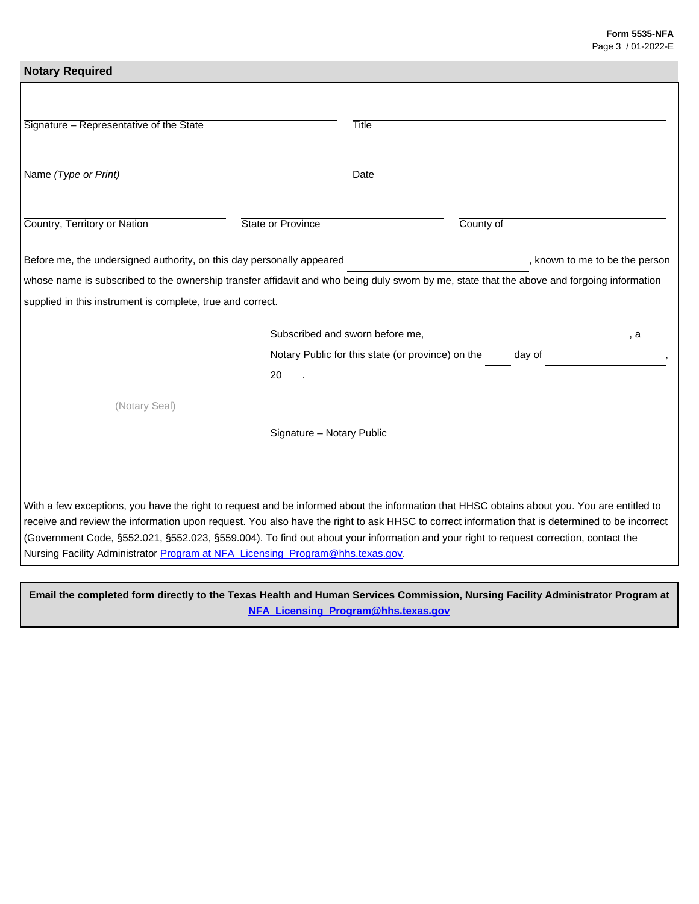## Notary Required

Signature – Representative of the State ____________________ Title ____________________

Name *(Type or Print)* ____________________ Date ____________________

Country, Territory or Nation ____________________ State or Province ____________________ County of ____________________

Before me, the undersigned authority, on this day personally appeared ____________________, known to me to be the person whose name is subscribed to the ownership transfer affidavit and who being duly sworn by me, state that the above and forgoing information supplied in this instrument is complete, true and correct.

Subscribed and sworn before me, ____________________, a Notary Public for this state (or province) on the ____ day of ____________________, 20____.

(Notary Seal)

____________________
Signature – Notary Public

With a few exceptions, you have the right to request and be informed about the information that HHSC obtains about you. You are entitled to receive and review the information upon request. You also have the right to ask HHSC to correct information that is determined to be incorrect (Government Code, §552.021, §552.023, §559.004). To find out about your information and your right to request correction, contact the Nursing Facility Administrator Program at NFA_Licensing_Program@hhs.texas.gov.

**Email the completed form directly to the Texas Health and Human Services Commission, Nursing Facility Administrator Program at NFA_Licensing_Program@hhs.texas.gov**